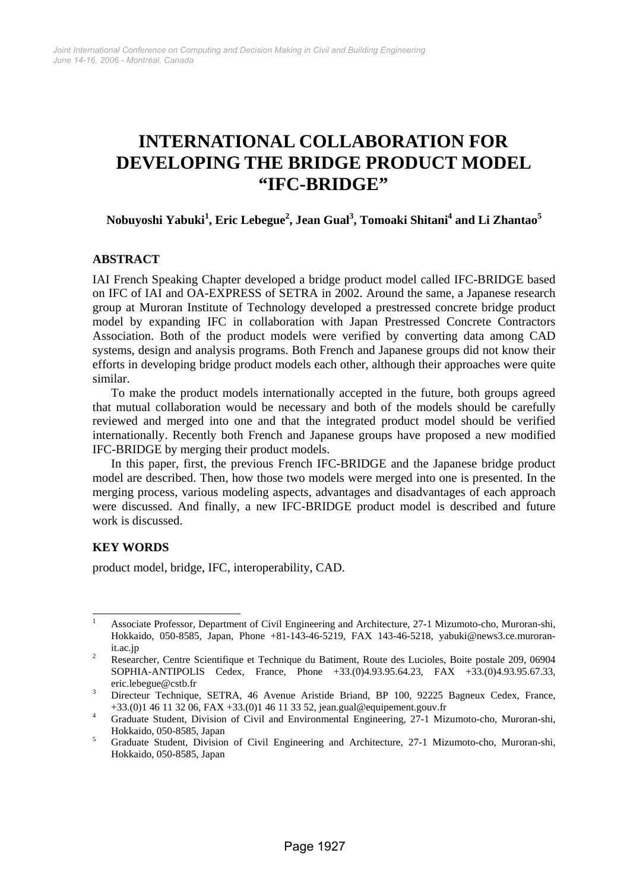# INTERNATIONAL COLLABORATION FOR DEVELOPING THE BRIDGE PRODUCT MODEL "IFC-BRIDGE"

**Nobuyoshi Yabuki[1], Eric Lebegue[2], Jean Gual[3], Tomoaki Shitani[4] and Li Zhantao[5]**

## ABSTRACT

IAI French Speaking Chapter developed a bridge product model called IFC-BRIDGE based on IFC of IAI and OA-EXPRESS of SETRA in 2002. Around the same, a Japanese research group at Muroran Institute of Technology developed a prestressed concrete bridge product model by expanding IFC in collaboration with Japan Prestressed Concrete Contractors Association. Both of the product models were verified by converting data among CAD systems, design and analysis programs. Both French and Japanese groups did not know their efforts in developing bridge product models each other, although their approaches were quite similar.

To make the product models internationally accepted in the future, both groups agreed that mutual collaboration would be necessary and both of the models should be carefully reviewed and merged into one and that the integrated product model should be verified internationally. Recently both French and Japanese groups have proposed a new modified IFC-BRIDGE by merging their product models.

In this paper, first, the previous French IFC-BRIDGE and the Japanese bridge product model are described. Then, how those two models were merged into one is presented. In the merging process, various modeling aspects, advantages and disadvantages of each approach were discussed. And finally, a new IFC-BRIDGE product model is described and future work is discussed.

## KEY WORDS

product model, bridge, IFC, interoperability, CAD.

---

[1] Associate Professor, Department of Civil Engineering and Architecture, 27-1 Mizumoto-cho, Muroran-shi, Hokkaido, 050-8585, Japan, Phone +81-143-46-5219, FAX 143-46-5218, yabuki@news3.ce.muroran-it.ac.jp

[2] Researcher, Centre Scientifique et Technique du Batiment, Route des Lucioles, Boite postale 209, 06904 SOPHIA-ANTIPOLIS Cedex, France, Phone +33.(0)4.93.95.64.23, FAX +33.(0)4.93.95.67.33, eric.lebegue@cstb.fr

[3] Directeur Technique, SETRA, 46 Avenue Aristide Briand, BP 100, 92225 Bagneux Cedex, France, +33.(0)1 46 11 32 06, FAX +33.(0)1 46 11 33 52, jean.gual@equipement.gouv.fr

[4] Graduate Student, Division of Civil and Environmental Engineering, 27-1 Mizumoto-cho, Muroran-shi, Hokkaido, 050-8585, Japan

[5] Graduate Student, Division of Civil Engineering and Architecture, 27-1 Mizumoto-cho, Muroran-shi, Hokkaido, 050-8585, Japan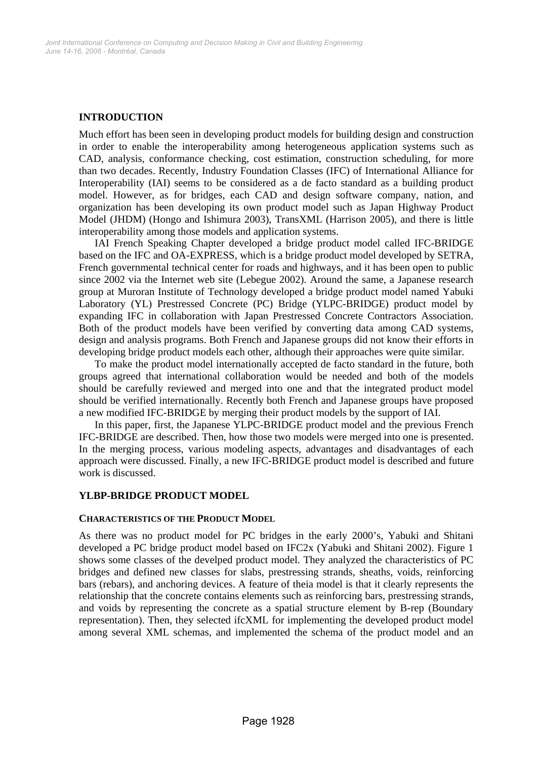## INTRODUCTION

Much effort has been seen in developing product models for building design and construction in order to enable the interoperability among heterogeneous application systems such as CAD, analysis, conformance checking, cost estimation, construction scheduling, for more than two decades. Recently, Industry Foundation Classes (IFC) of International Alliance for Interoperability (IAI) seems to be considered as a de facto standard as a building product model. However, as for bridges, each CAD and design software company, nation, and organization has been developing its own product model such as Japan Highway Product Model (JHDM) (Hongo and Ishimura 2003), TransXML (Harrison 2005), and there is little interoperability among those models and application systems.

IAI French Speaking Chapter developed a bridge product model called IFC-BRIDGE based on the IFC and OA-EXPRESS, which is a bridge product model developed by SETRA, French governmental technical center for roads and highways, and it has been open to public since 2002 via the Internet web site (Lebegue 2002). Around the same, a Japanese research group at Muroran Institute of Technology developed a bridge product model named Yabuki Laboratory (YL) Prestressed Concrete (PC) Bridge (YLPC-BRIDGE) product model by expanding IFC in collaboration with Japan Prestressed Concrete Contractors Association. Both of the product models have been verified by converting data among CAD systems, design and analysis programs. Both French and Japanese groups did not know their efforts in developing bridge product models each other, although their approaches were quite similar.

To make the product model internationally accepted de facto standard in the future, both groups agreed that international collaboration would be needed and both of the models should be carefully reviewed and merged into one and that the integrated product model should be verified internationally. Recently both French and Japanese groups have proposed a new modified IFC-BRIDGE by merging their product models by the support of IAI.

In this paper, first, the Japanese YLPC-BRIDGE product model and the previous French IFC-BRIDGE are described. Then, how those two models were merged into one is presented. In the merging process, various modeling aspects, advantages and disadvantages of each approach were discussed. Finally, a new IFC-BRIDGE product model is described and future work is discussed.

## YLBP-BRIDGE PRODUCT MODEL

### CHARACTERISTICS OF THE PRODUCT MODEL

As there was no product model for PC bridges in the early 2000's, Yabuki and Shitani developed a PC bridge product model based on IFC2x (Yabuki and Shitani 2002). Figure 1 shows some classes of the develped product model. They analyzed the characteristics of PC bridges and defined new classes for slabs, prestressing strands, sheaths, voids, reinforcing bars (rebars), and anchoring devices. A feature of theia model is that it clearly represents the relationship that the concrete contains elements such as reinforcing bars, prestressing strands, and voids by representing the concrete as a spatial structure element by B-rep (Boundary representation). Then, they selected ifcXML for implementing the developed product model among several XML schemas, and implemented the schema of the product model and an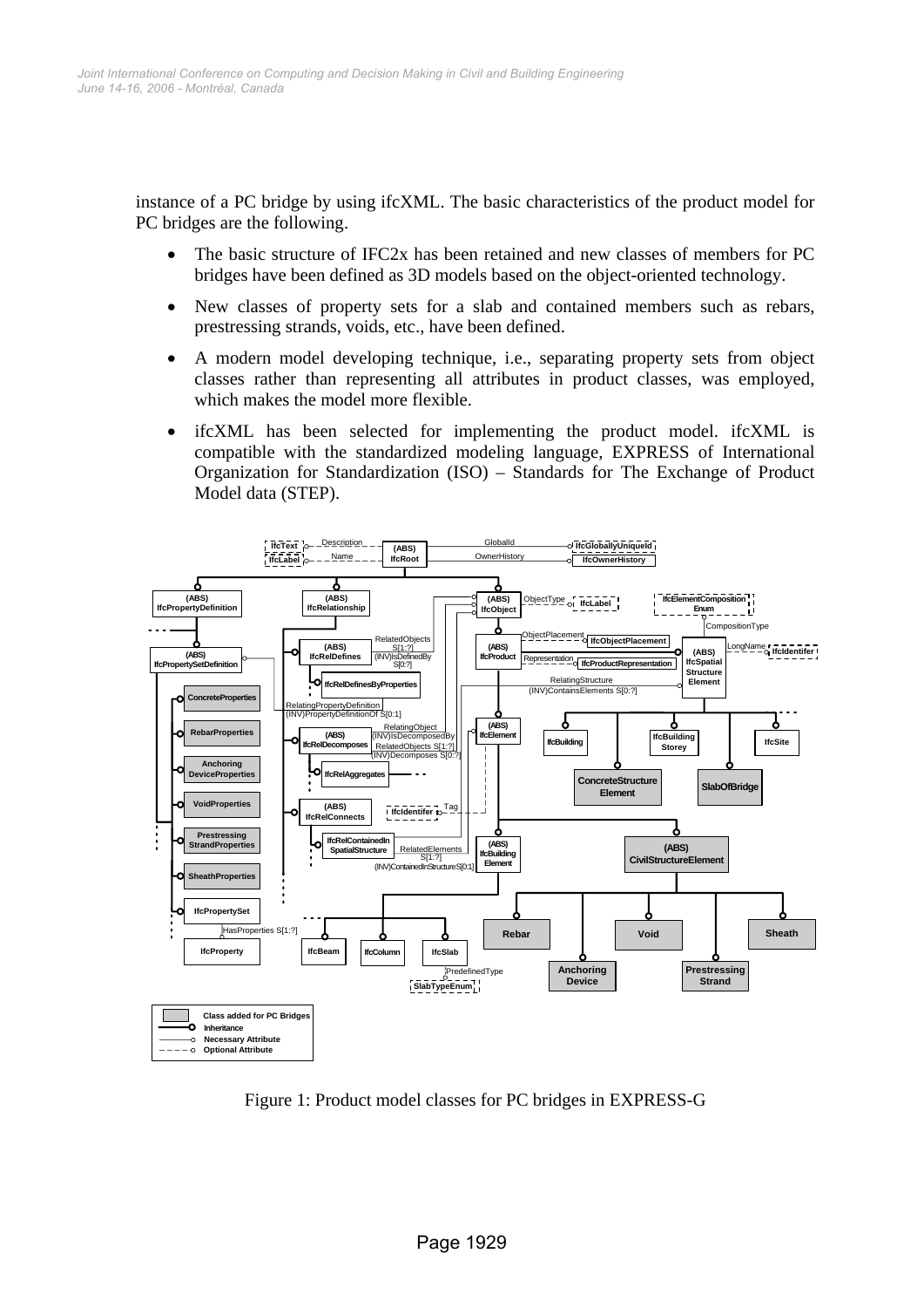instance of a PC bridge by using ifcXML. The basic characteristics of the product model for PC bridges are the following.

- The basic structure of IFC2x has been retained and new classes of members for PC bridges have been defined as 3D models based on the object-oriented technology.
- New classes of property sets for a slab and contained members such as rebars, prestressing strands, voids, etc., have been defined.
- A modern model developing technique, i.e., separating property sets from object classes rather than representing all attributes in product classes, was employed, which makes the model more flexible.
- ifcXML has been selected for implementing the product model. ifcXML is compatible with the standardized modeling language, EXPRESS of International Organization for Standardization (ISO) – Standards for The Exchange of Product Model data (STEP).

Figure 1: Product model classes for PC bridges in EXPRESS-G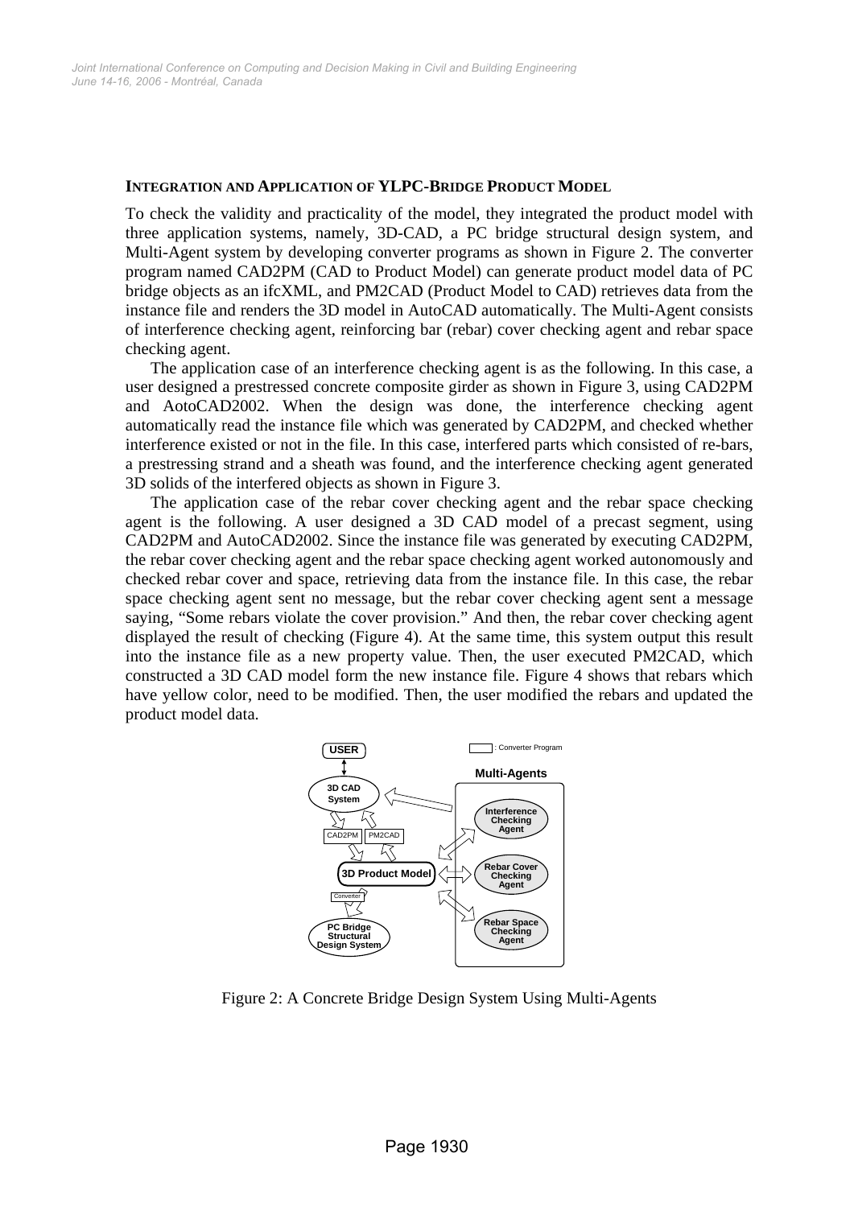### INTEGRATION AND APPLICATION OF YLPC-BRIDGE PRODUCT MODEL

To check the validity and practicality of the model, they integrated the product model with three application systems, namely, 3D-CAD, a PC bridge structural design system, and Multi-Agent system by developing converter programs as shown in Figure 2. The converter program named CAD2PM (CAD to Product Model) can generate product model data of PC bridge objects as an ifcXML, and PM2CAD (Product Model to CAD) retrieves data from the instance file and renders the 3D model in AutoCAD automatically. The Multi-Agent consists of interference checking agent, reinforcing bar (rebar) cover checking agent and rebar space checking agent.

The application case of an interference checking agent is as the following. In this case, a user designed a prestressed concrete composite girder as shown in Figure 3, using CAD2PM and AotoCAD2002. When the design was done, the interference checking agent automatically read the instance file which was generated by CAD2PM, and checked whether interference existed or not in the file. In this case, interfered parts which consisted of re-bars, a prestressing strand and a sheath was found, and the interference checking agent generated 3D solids of the interfered objects as shown in Figure 3.

The application case of the rebar cover checking agent and the rebar space checking agent is the following. A user designed a 3D CAD model of a precast segment, using CAD2PM and AutoCAD2002. Since the instance file was generated by executing CAD2PM, the rebar cover checking agent and the rebar space checking agent worked autonomously and checked rebar cover and space, retrieving data from the instance file. In this case, the rebar space checking agent sent no message, but the rebar cover checking agent sent a message saying, "Some rebars violate the cover provision." And then, the rebar cover checking agent displayed the result of checking (Figure 4). At the same time, this system output this result into the instance file as a new property value. Then, the user executed PM2CAD, which constructed a 3D CAD model form the new instance file. Figure 4 shows that rebars which have yellow color, need to be modified. Then, the user modified the rebars and updated the product model data.

Figure 2: A Concrete Bridge Design System Using Multi-Agents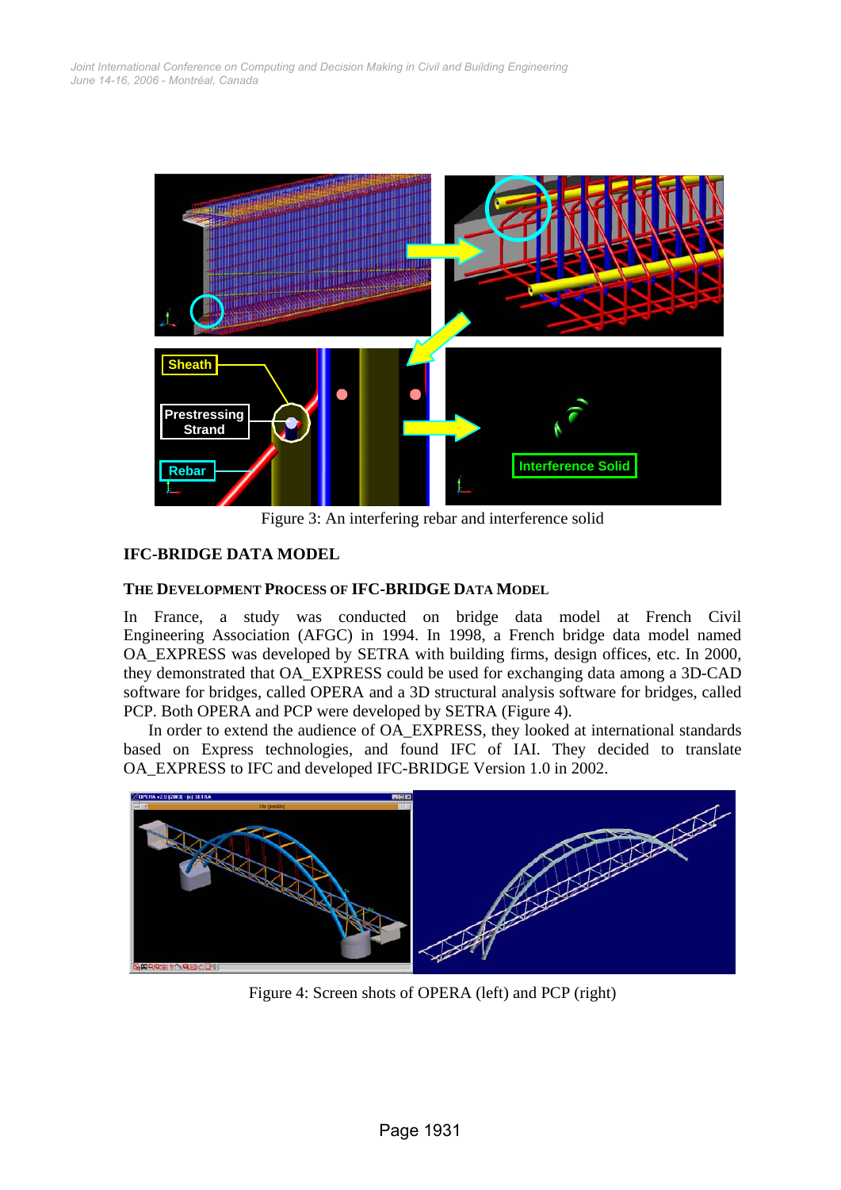Figure 3: An interfering rebar and interference solid

## IFC-BRIDGE DATA MODEL

### THE DEVELOPMENT PROCESS OF IFC-BRIDGE DATA MODEL

In France, a study was conducted on bridge data model at French Civil Engineering Association (AFGC) in 1994. In 1998, a French bridge data model named OA_EXPRESS was developed by SETRA with building firms, design offices, etc. In 2000, they demonstrated that OA_EXPRESS could be used for exchanging data among a 3D-CAD software for bridges, called OPERA and a 3D structural analysis software for bridges, called PCP. Both OPERA and PCP were developed by SETRA (Figure 4).

In order to extend the audience of OA_EXPRESS, they looked at international standards based on Express technologies, and found IFC of IAI. They decided to translate OA_EXPRESS to IFC and developed IFC-BRIDGE Version 1.0 in 2002.

Figure 4: Screen shots of OPERA (left) and PCP (right)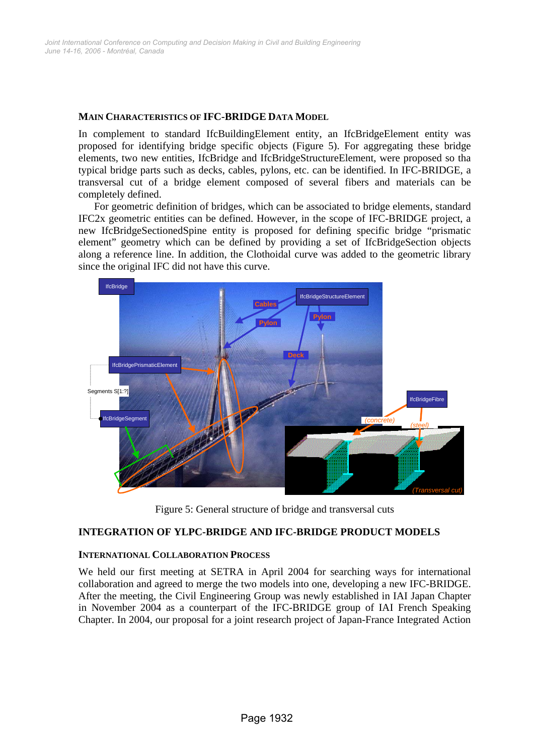### MAIN CHARACTERISTICS OF IFC-BRIDGE DATA MODEL

In complement to standard IfcBuildingElement entity, an IfcBridgeElement entity was proposed for identifying bridge specific objects (Figure 5). For aggregating these bridge elements, two new entities, IfcBridge and IfcBridgeStructureElement, were proposed so tha typical bridge parts such as decks, cables, pylons, etc. can be identified. In IFC-BRIDGE, a transversal cut of a bridge element composed of several fibers and materials can be completely defined.

For geometric definition of bridges, which can be associated to bridge elements, standard IFC2x geometric entities can be defined. However, in the scope of IFC-BRIDGE project, a new IfcBridgeSectionedSpine entity is proposed for defining specific bridge "prismatic element" geometry which can be defined by providing a set of IfcBridgeSection objects along a reference line. In addition, the Clothoidal curve was added to the geometric library since the original IFC did not have this curve.

Figure 5: General structure of bridge and transversal cuts

## INTEGRATION OF YLPC-BRIDGE AND IFC-BRIDGE PRODUCT MODELS

### INTERNATIONAL COLLABORATION PROCESS

We held our first meeting at SETRA in April 2004 for searching ways for international collaboration and agreed to merge the two models into one, developing a new IFC-BRIDGE. After the meeting, the Civil Engineering Group was newly established in IAI Japan Chapter in November 2004 as a counterpart of the IFC-BRIDGE group of IAI French Speaking Chapter. In 2004, our proposal for a joint research project of Japan-France Integrated Action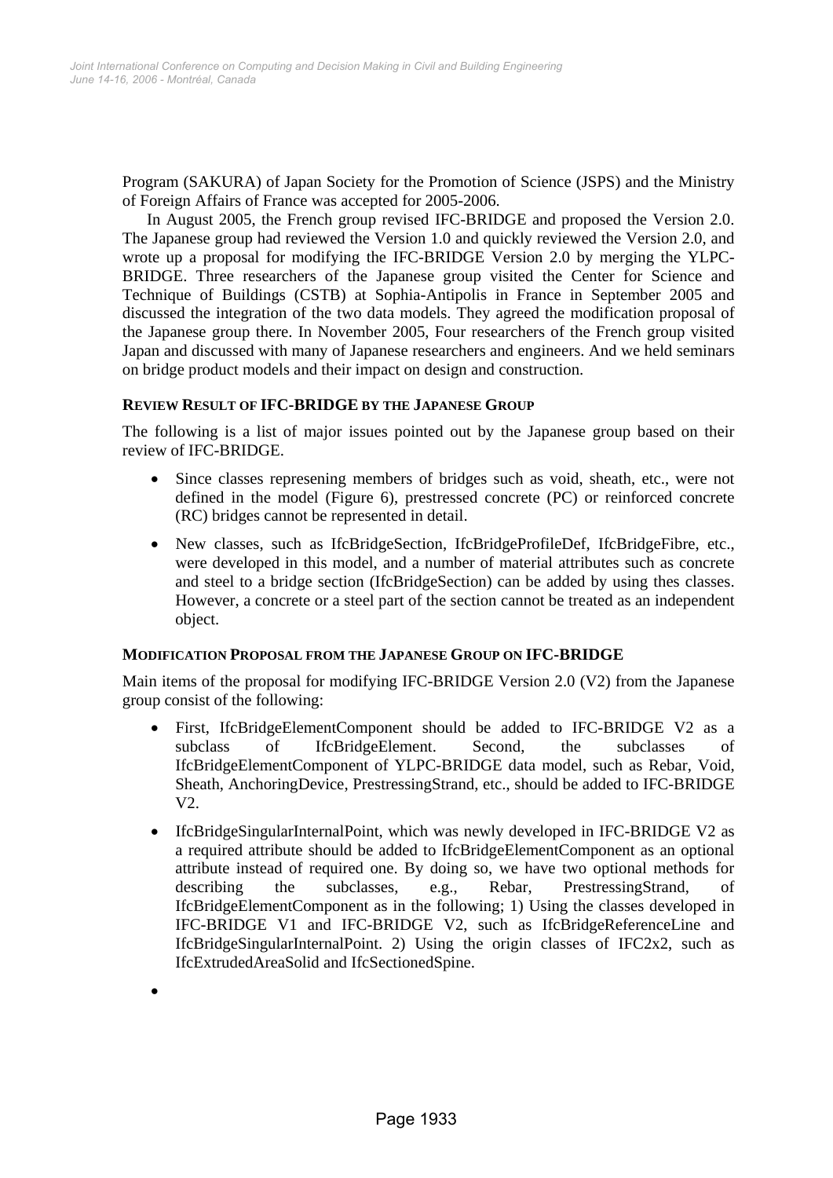Program (SAKURA) of Japan Society for the Promotion of Science (JSPS) and the Ministry of Foreign Affairs of France was accepted for 2005-2006.

In August 2005, the French group revised IFC-BRIDGE and proposed the Version 2.0. The Japanese group had reviewed the Version 1.0 and quickly reviewed the Version 2.0, and wrote up a proposal for modifying the IFC-BRIDGE Version 2.0 by merging the YLPC-BRIDGE. Three researchers of the Japanese group visited the Center for Science and Technique of Buildings (CSTB) at Sophia-Antipolis in France in September 2005 and discussed the integration of the two data models. They agreed the modification proposal of the Japanese group there. In November 2005, Four researchers of the French group visited Japan and discussed with many of Japanese researchers and engineers. And we held seminars on bridge product models and their impact on design and construction.

### REVIEW RESULT OF IFC-BRIDGE BY THE JAPANESE GROUP

The following is a list of major issues pointed out by the Japanese group based on their review of IFC-BRIDGE.

- Since classes represening members of bridges such as void, sheath, etc., were not defined in the model (Figure 6), prestressed concrete (PC) or reinforced concrete (RC) bridges cannot be represented in detail.
- New classes, such as IfcBridgeSection, IfcBridgeProfileDef, IfcBridgeFibre, etc., were developed in this model, and a number of material attributes such as concrete and steel to a bridge section (IfcBridgeSection) can be added by using thes classes. However, a concrete or a steel part of the section cannot be treated as an independent object.

### MODIFICATION PROPOSAL FROM THE JAPANESE GROUP ON IFC-BRIDGE

Main items of the proposal for modifying IFC-BRIDGE Version 2.0 (V2) from the Japanese group consist of the following:

- First, IfcBridgeElementComponent should be added to IFC-BRIDGE V2 as a subclass of IfcBridgeElement. Second, the subclasses of IfcBridgeElementComponent of YLPC-BRIDGE data model, such as Rebar, Void, Sheath, AnchoringDevice, PrestressingStrand, etc., should be added to IFC-BRIDGE V2.
- IfcBridgeSingularInternalPoint, which was newly developed in IFC-BRIDGE V2 as a required attribute should be added to IfcBridgeElementComponent as an optional attribute instead of required one. By doing so, we have two optional methods for describing the subclasses, e.g., Rebar, PrestressingStrand, of IfcBridgeElementComponent as in the following; 1) Using the classes developed in IFC-BRIDGE V1 and IFC-BRIDGE V2, such as IfcBridgeReferenceLine and IfcBridgeSingularInternalPoint. 2) Using the origin classes of IFC2x2, such as IfcExtrudedAreaSolid and IfcSectionedSpine.
-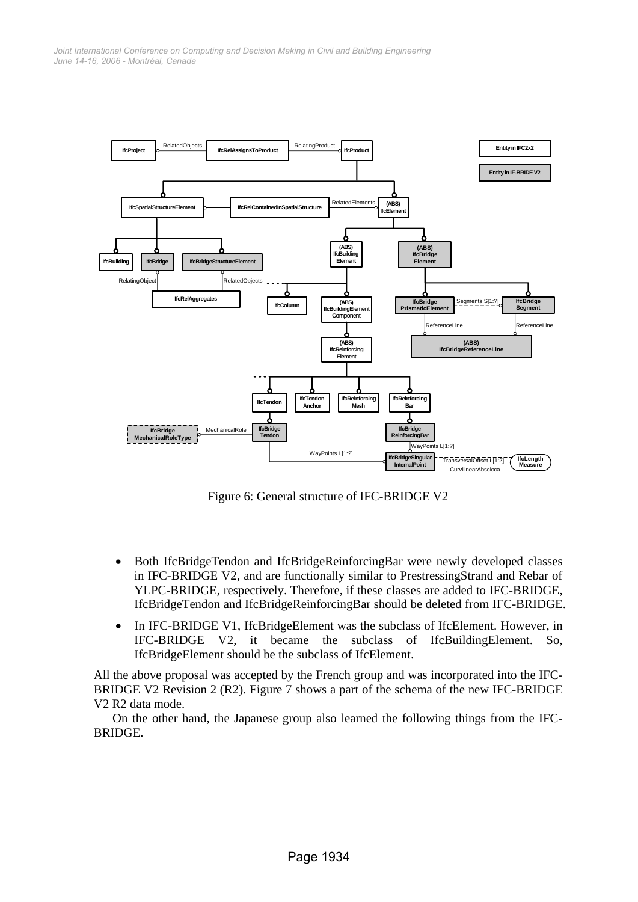Figure 6: General structure of IFC-BRIDGE V2

- Both IfcBridgeTendon and IfcBridgeReinforcingBar were newly developed classes in IFC-BRIDGE V2, and are functionally similar to PrestressingStrand and Rebar of YLPC-BRIDGE, respectively. Therefore, if these classes are added to IFC-BRIDGE, IfcBridgeTendon and IfcBridgeReinforcingBar should be deleted from IFC-BRIDGE.
- In IFC-BRIDGE V1, IfcBridgeElement was the subclass of IfcElement. However, in IFC-BRIDGE V2, it became the subclass of IfcBuildingElement. So, IfcBridgeElement should be the subclass of IfcElement.

All the above proposal was accepted by the French group and was incorporated into the IFC-BRIDGE V2 Revision 2 (R2). Figure 7 shows a part of the schema of the new IFC-BRIDGE V2 R2 data mode.

On the other hand, the Japanese group also learned the following things from the IFC-BRIDGE.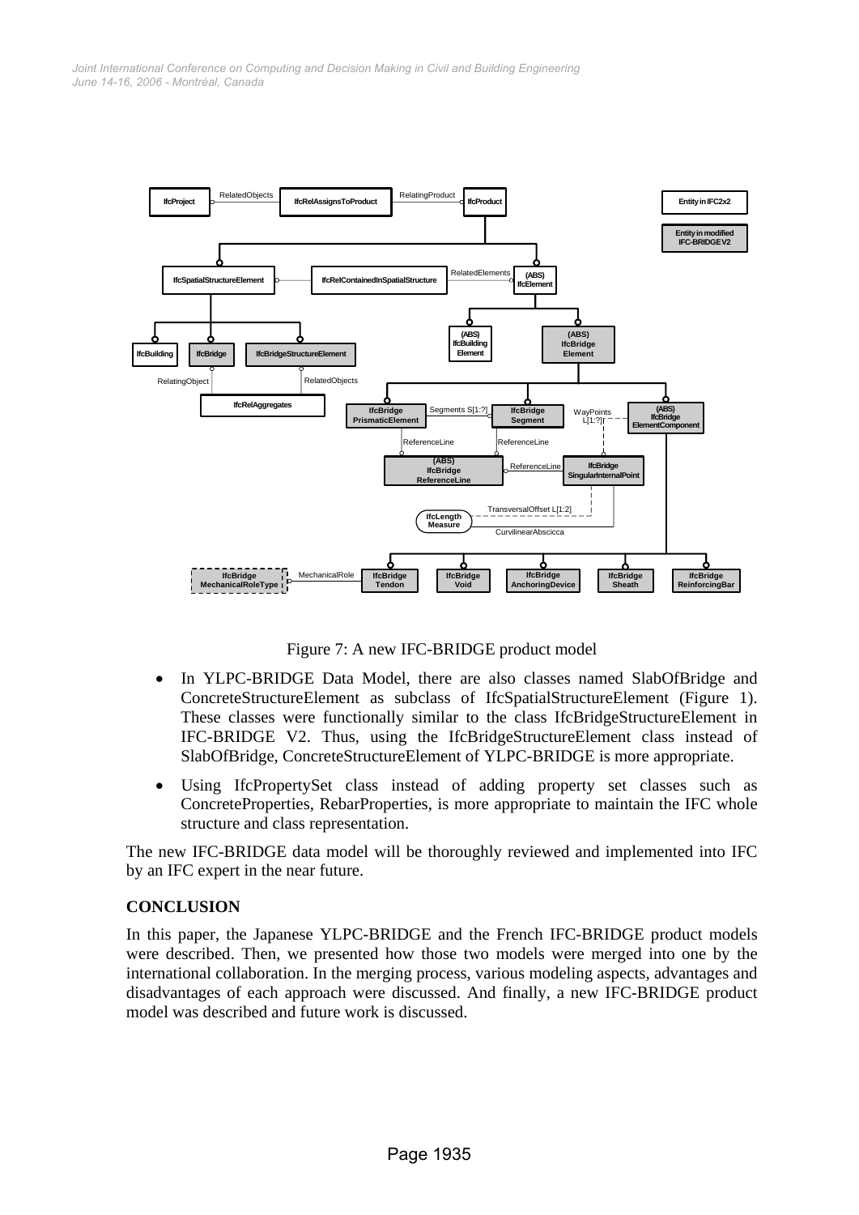Figure 7: A new IFC-BRIDGE product model

- In YLPC-BRIDGE Data Model, there are also classes named SlabOfBridge and ConcreteStructureElement as subclass of IfcSpatialStructureElement (Figure 1). These classes were functionally similar to the class IfcBridgeStructureElement in IFC-BRIDGE V2. Thus, using the IfcBridgeStructureElement class instead of SlabOfBridge, ConcreteStructureElement of YLPC-BRIDGE is more appropriate.
- Using IfcPropertySet class instead of adding property set classes such as ConcreteProperties, RebarProperties, is more appropriate to maintain the IFC whole structure and class representation.

The new IFC-BRIDGE data model will be thoroughly reviewed and implemented into IFC by an IFC expert in the near future.

## CONCLUSION

In this paper, the Japanese YLPC-BRIDGE and the French IFC-BRIDGE product models were described. Then, we presented how those two models were merged into one by the international collaboration. In the merging process, various modeling aspects, advantages and disadvantages of each approach were discussed. And finally, a new IFC-BRIDGE product model was described and future work is discussed.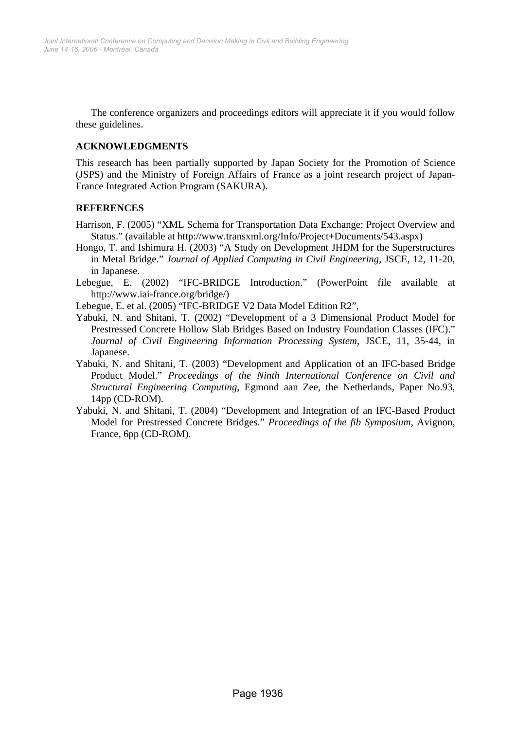The conference organizers and proceedings editors will appreciate it if you would follow these guidelines.

## ACKNOWLEDGMENTS

This research has been partially supported by Japan Society for the Promotion of Science (JSPS) and the Ministry of Foreign Affairs of France as a joint research project of Japan-France Integrated Action Program (SAKURA).

## REFERENCES

Harrison, F. (2005) "XML Schema for Transportation Data Exchange: Project Overview and Status." (available at http://www.transxml.org/Info/Project+Documents/543.aspx)

Hongo, T. and Ishimura H. (2003) "A Study on Development JHDM for the Superstructures in Metal Bridge." *Journal of Applied Computing in Civil Engineering*, JSCE, 12, 11-20, in Japanese.

Lebegue, E. (2002) "IFC-BRIDGE Introduction." (PowerPoint file available at http://www.iai-france.org/bridge/)

Lebegue, E. et al. (2005) "IFC-BRIDGE V2 Data Model Edition R2",

Yabuki, N. and Shitani, T. (2002) "Development of a 3 Dimensional Product Model for Prestressed Concrete Hollow Slab Bridges Based on Industry Foundation Classes (IFC)." *Journal of Civil Engineering Information Processing System*, JSCE, 11, 35-44, in Japanese.

Yabuki, N. and Shitani, T. (2003) "Development and Application of an IFC-based Bridge Product Model." *Proceedings of the Ninth International Conference on Civil and Structural Engineering Computing*, Egmond aan Zee, the Netherlands, Paper No.93, 14pp (CD-ROM).

Yabuki, N. and Shitani, T. (2004) "Development and Integration of an IFC-Based Product Model for Prestressed Concrete Bridges." *Proceedings of the fib Symposium*, Avignon, France, 6pp (CD-ROM).